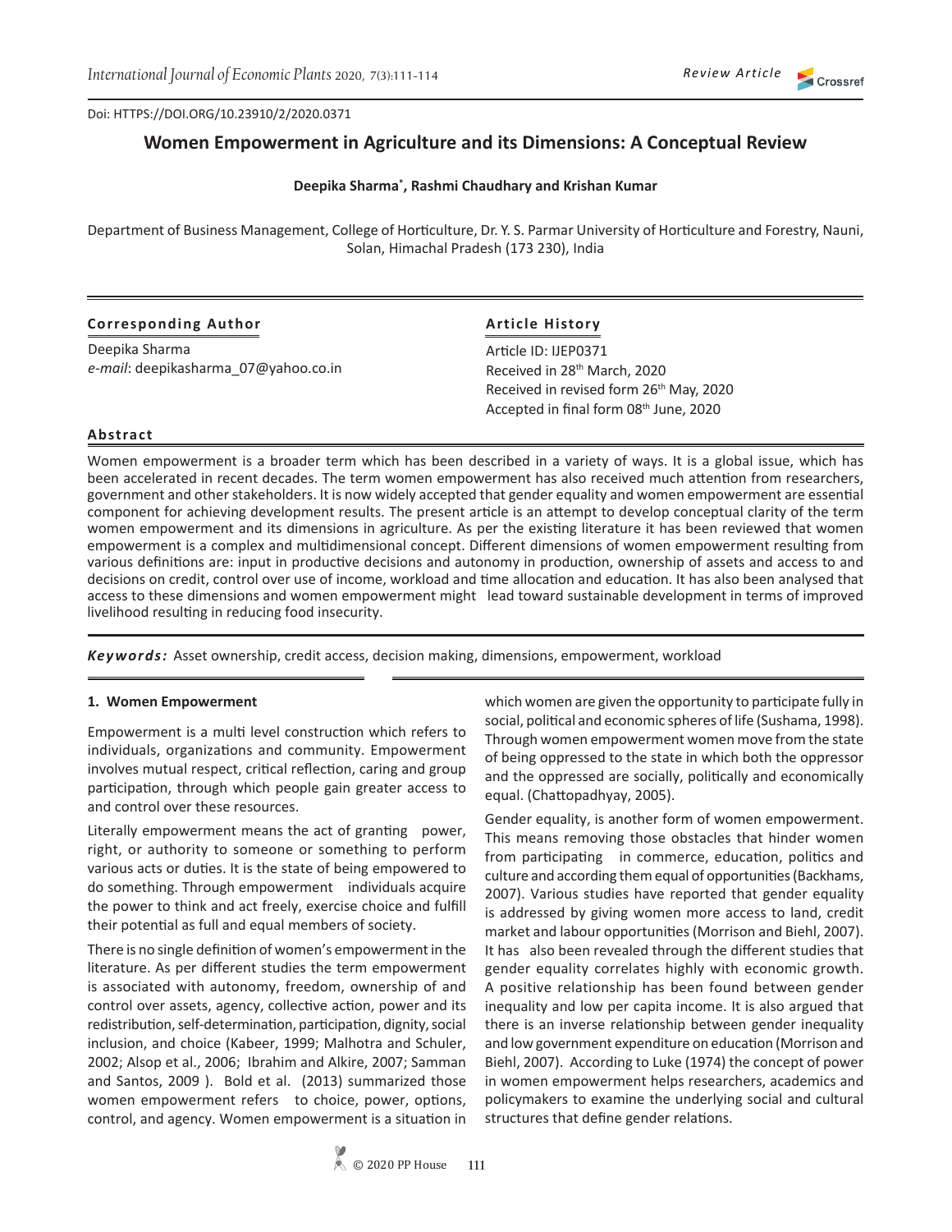Review Article

Doi: HTTPS://DOI.ORG/10.23910/2/2020.0371

# Women Empowerment in Agriculture and its Dimensions: A Conceptual Review

**Deepika Sharma*, Rashmi Chaudhary and Krishan Kumar**

Department of Business Management, College of Horticulture, Dr. Y. S. Parmar University of Horticulture and Forestry, Nauni, Solan, Himachal Pradesh (173 230), India

**Corresponding Author**

Deepika Sharma
*e-mail*: deepikasharma_07@yahoo.co.in

**Article History**

Article ID: IJEP0371
Received in 28th March, 2020
Received in revised form 26th May, 2020
Accepted in final form 08th June, 2020

**Abstract**

Women empowerment is a broader term which has been described in a variety of ways. It is a global issue, which has been accelerated in recent decades. The term women empowerment has also received much attention from researchers, government and other stakeholders. It is now widely accepted that gender equality and women empowerment are essential component for achieving development results. The present article is an attempt to develop conceptual clarity of the term women empowerment and its dimensions in agriculture. As per the existing literature it has been reviewed that women empowerment is a complex and multidimensional concept. Different dimensions of women empowerment resulting from various definitions are: input in productive decisions and autonomy in production, ownership of assets and access to and decisions on credit, control over use of income, workload and time allocation and education. It has also been analysed that access to these dimensions and women empowerment might lead toward sustainable development in terms of improved livelihood resulting in reducing food insecurity.

***Keywords:*** Asset ownership, credit access, decision making, dimensions, empowerment, workload

## 1. Women Empowerment

Empowerment is a multi level construction which refers to individuals, organizations and community. Empowerment involves mutual respect, critical reflection, caring and group participation, through which people gain greater access to and control over these resources.

Literally empowerment means the act of granting power, right, or authority to someone or something to perform various acts or duties. It is the state of being empowered to do something. Through empowerment individuals acquire the power to think and act freely, exercise choice and fulfill their potential as full and equal members of society.

There is no single definition of women's empowerment in the literature. As per different studies the term empowerment is associated with autonomy, freedom, ownership of and control over assets, agency, collective action, power and its redistribution, self-determination, participation, dignity, social inclusion, and choice (Kabeer, 1999; Malhotra and Schuler, 2002; Alsop et al., 2006; Ibrahim and Alkire, 2007; Samman and Santos, 2009 ). Bold et al. (2013) summarized those women empowerment refers to choice, power, options, control, and agency. Women empowerment is a situation in which women are given the opportunity to participate fully in social, political and economic spheres of life (Sushama, 1998). Through women empowerment women move from the state of being oppressed to the state in which both the oppressor and the oppressed are socially, politically and economically equal. (Chattopadhyay, 2005).

Gender equality, is another form of women empowerment. This means removing those obstacles that hinder women from participating in commerce, education, politics and culture and according them equal of opportunities (Backhams, 2007). Various studies have reported that gender equality is addressed by giving women more access to land, credit market and labour opportunities (Morrison and Biehl, 2007). It has also been revealed through the different studies that gender equality correlates highly with economic growth. A positive relationship has been found between gender inequality and low per capita income. It is also argued that there is an inverse relationship between gender inequality and low government expenditure on education (Morrison and Biehl, 2007). According to Luke (1974) the concept of power in women empowerment helps researchers, academics and policymakers to examine the underlying social and cultural structures that define gender relations.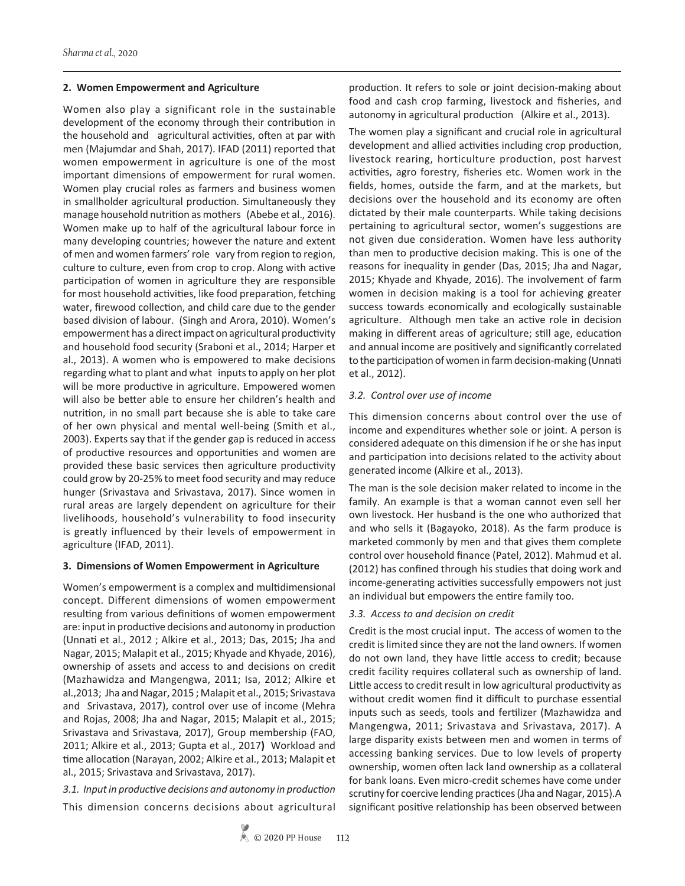## 2. Women Empowerment and Agriculture

Women also play a significant role in the sustainable development of the economy through their contribution in the household and agricultural activities, often at par with men (Majumdar and Shah, 2017). IFAD (2011) reported that women empowerment in agriculture is one of the most important dimensions of empowerment for rural women. Women play crucial roles as farmers and business women in smallholder agricultural production. Simultaneously they manage household nutrition as mothers (Abebe et al., 2016). Women make up to half of the agricultural labour force in many developing countries; however the nature and extent of men and women farmers' role vary from region to region, culture to culture, even from crop to crop. Along with active participation of women in agriculture they are responsible for most household activities, like food preparation, fetching water, firewood collection, and child care due to the gender based division of labour. (Singh and Arora, 2010). Women's empowerment has a direct impact on agricultural productivity and household food security (Sraboni et al., 2014; Harper et al., 2013). A women who is empowered to make decisions regarding what to plant and what inputs to apply on her plot will be more productive in agriculture. Empowered women will also be better able to ensure her children's health and nutrition, in no small part because she is able to take care of her own physical and mental well-being (Smith et al., 2003). Experts say that if the gender gap is reduced in access of productive resources and opportunities and women are provided these basic services then agriculture productivity could grow by 20-25% to meet food security and may reduce hunger (Srivastava and Srivastava, 2017). Since women in rural areas are largely dependent on agriculture for their livelihoods, household's vulnerability to food insecurity is greatly influenced by their levels of empowerment in agriculture (IFAD, 2011).

## 3. Dimensions of Women Empowerment in Agriculture

Women's empowerment is a complex and multidimensional concept. Different dimensions of women empowerment resulting from various definitions of women empowerment are: input in productive decisions and autonomy in production (Unnati et al., 2012 ; Alkire et al., 2013; Das, 2015; Jha and Nagar, 2015; Malapit et al., 2015; Khyade and Khyade, 2016), ownership of assets and access to and decisions on credit (Mazhawidza and Mangengwa, 2011; Isa, 2012; Alkire et al.,2013; Jha and Nagar, 2015 ; Malapit et al., 2015; Srivastava and Srivastava, 2017), control over use of income (Mehra and Rojas, 2008; Jha and Nagar, 2015; Malapit et al., 2015; Srivastava and Srivastava, 2017), Group membership (FAO, 2011; Alkire et al., 2013; Gupta et al., 2017**)** Workload and time allocation (Narayan, 2002; Alkire et al., 2013; Malapit et al., 2015; Srivastava and Srivastava, 2017).

### *3.1. Input in productive decisions and autonomy in production*

This dimension concerns decisions about agricultural production. It refers to sole or joint decision-making about food and cash crop farming, livestock and fisheries, and autonomy in agricultural production (Alkire et al., 2013).

The women play a significant and crucial role in agricultural development and allied activities including crop production, livestock rearing, horticulture production, post harvest activities, agro forestry, fisheries etc. Women work in the fields, homes, outside the farm, and at the markets, but decisions over the household and its economy are often dictated by their male counterparts. While taking decisions pertaining to agricultural sector, women's suggestions are not given due consideration. Women have less authority than men to productive decision making. This is one of the reasons for inequality in gender (Das, 2015; Jha and Nagar, 2015; Khyade and Khyade, 2016). The involvement of farm women in decision making is a tool for achieving greater success towards economically and ecologically sustainable agriculture. Although men take an active role in decision making in different areas of agriculture; still age, education and annual income are positively and significantly correlated to the participation of women in farm decision-making (Unnati et al., 2012).

### *3.2. Control over use of income*

This dimension concerns about control over the use of income and expenditures whether sole or joint. A person is considered adequate on this dimension if he or she has input and participation into decisions related to the activity about generated income (Alkire et al., 2013).

The man is the sole decision maker related to income in the family. An example is that a woman cannot even sell her own livestock. Her husband is the one who authorized that and who sells it (Bagayoko, 2018). As the farm produce is marketed commonly by men and that gives them complete control over household finance (Patel, 2012). Mahmud et al. (2012) has confined through his studies that doing work and income-generating activities successfully empowers not just an individual but empowers the entire family too.

### *3.3. Access to and decision on credit*

Credit is the most crucial input. The access of women to the credit is limited since they are not the land owners. If women do not own land, they have little access to credit; because credit facility requires collateral such as ownership of land. Little access to credit result in low agricultural productivity as without credit women find it difficult to purchase essential inputs such as seeds, tools and fertilizer (Mazhawidza and Mangengwa, 2011; Srivastava and Srivastava, 2017). A large disparity exists between men and women in terms of accessing banking services. Due to low levels of property ownership, women often lack land ownership as a collateral for bank loans. Even micro-credit schemes have come under scrutiny for coercive lending practices (Jha and Nagar, 2015).A significant positive relationship has been observed between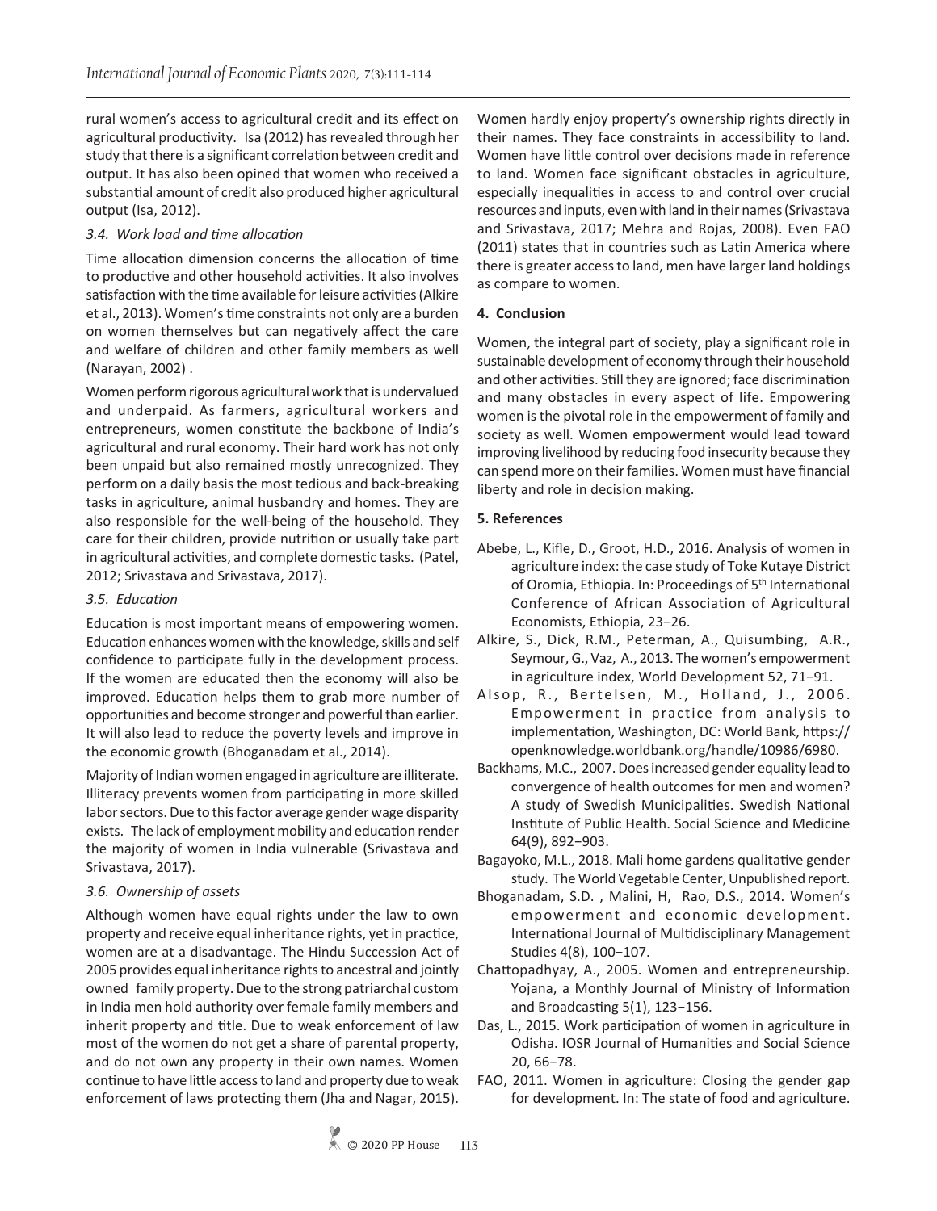rural women's access to agricultural credit and its effect on agricultural productivity. Isa (2012) has revealed through her study that there is a significant correlation between credit and output. It has also been opined that women who received a substantial amount of credit also produced higher agricultural output (Isa, 2012).

### *3.4. Work load and time allocation*

Time allocation dimension concerns the allocation of time to productive and other household activities. It also involves satisfaction with the time available for leisure activities (Alkire et al., 2013). Women's time constraints not only are a burden on women themselves but can negatively affect the care and welfare of children and other family members as well (Narayan, 2002) .

Women perform rigorous agricultural work that is undervalued and underpaid. As farmers, agricultural workers and entrepreneurs, women constitute the backbone of India's agricultural and rural economy. Their hard work has not only been unpaid but also remained mostly unrecognized. They perform on a daily basis the most tedious and back-breaking tasks in agriculture, animal husbandry and homes. They are also responsible for the well-being of the household. They care for their children, provide nutrition or usually take part in agricultural activities, and complete domestic tasks. (Patel, 2012; Srivastava and Srivastava, 2017).

### *3.5. Education*

Education is most important means of empowering women. Education enhances women with the knowledge, skills and self confidence to participate fully in the development process. If the women are educated then the economy will also be improved. Education helps them to grab more number of opportunities and become stronger and powerful than earlier. It will also lead to reduce the poverty levels and improve in the economic growth (Bhoganadam et al., 2014).

Majority of Indian women engaged in agriculture are illiterate. Illiteracy prevents women from participating in more skilled labor sectors. Due to this factor average gender wage disparity exists. The lack of employment mobility and education render the majority of women in India vulnerable (Srivastava and Srivastava, 2017).

### *3.6. Ownership of assets*

Although women have equal rights under the law to own property and receive equal inheritance rights, yet in practice, women are at a disadvantage. The Hindu Succession Act of 2005 provides equal inheritance rights to ancestral and jointly owned family property. Due to the strong patriarchal custom in India men hold authority over female family members and inherit property and title. Due to weak enforcement of law most of the women do not get a share of parental property, and do not own any property in their own names. Women continue to have little access to land and property due to weak enforcement of laws protecting them (Jha and Nagar, 2015).

Women hardly enjoy property's ownership rights directly in their names. They face constraints in accessibility to land. Women have little control over decisions made in reference to land. Women face significant obstacles in agriculture, especially inequalities in access to and control over crucial resources and inputs, even with land in their names (Srivastava and Srivastava, 2017; Mehra and Rojas, 2008). Even FAO (2011) states that in countries such as Latin America where there is greater access to land, men have larger land holdings as compare to women.

## 4. Conclusion

Women, the integral part of society, play a significant role in sustainable development of economy through their household and other activities. Still they are ignored; face discrimination and many obstacles in every aspect of life. Empowering women is the pivotal role in the empowerment of family and society as well. Women empowerment would lead toward improving livelihood by reducing food insecurity because they can spend more on their families. Women must have financial liberty and role in decision making.

## 5. References

Abebe, L., Kifle, D., Groot, H.D., 2016. Analysis of women in agriculture index: the case study of Toke Kutaye District of Oromia, Ethiopia. In: Proceedings of 5th International Conference of African Association of Agricultural Economists, Ethiopia, 23−26.

Alkire, S., Dick, R.M., Peterman, A., Quisumbing, A.R., Seymour, G., Vaz, A., 2013. The women's empowerment in agriculture index, World Development 52, 71−91.

Alsop, R., Bertelsen, M., Holland, J., 2006. Empowerment in practice from analysis to implementation, Washington, DC: World Bank, https://openknowledge.worldbank.org/handle/10986/6980.

Backhams, M.C., 2007. Does increased gender equality lead to convergence of health outcomes for men and women? A study of Swedish Municipalities. Swedish National Institute of Public Health. Social Science and Medicine 64(9), 892−903.

Bagayoko, M.L., 2018. Mali home gardens qualitative gender study. The World Vegetable Center, Unpublished report.

Bhoganadam, S.D. , Malini, H, Rao, D.S., 2014. Women's empowerment and economic development. International Journal of Multidisciplinary Management Studies 4(8), 100−107.

Chattopadhyay, A., 2005. Women and entrepreneurship. Yojana, a Monthly Journal of Ministry of Information and Broadcasting 5(1), 123−156.

Das, L., 2015. Work participation of women in agriculture in Odisha. IOSR Journal of Humanities and Social Science 20, 66−78.

FAO, 2011. Women in agriculture: Closing the gender gap for development. In: The state of food and agriculture.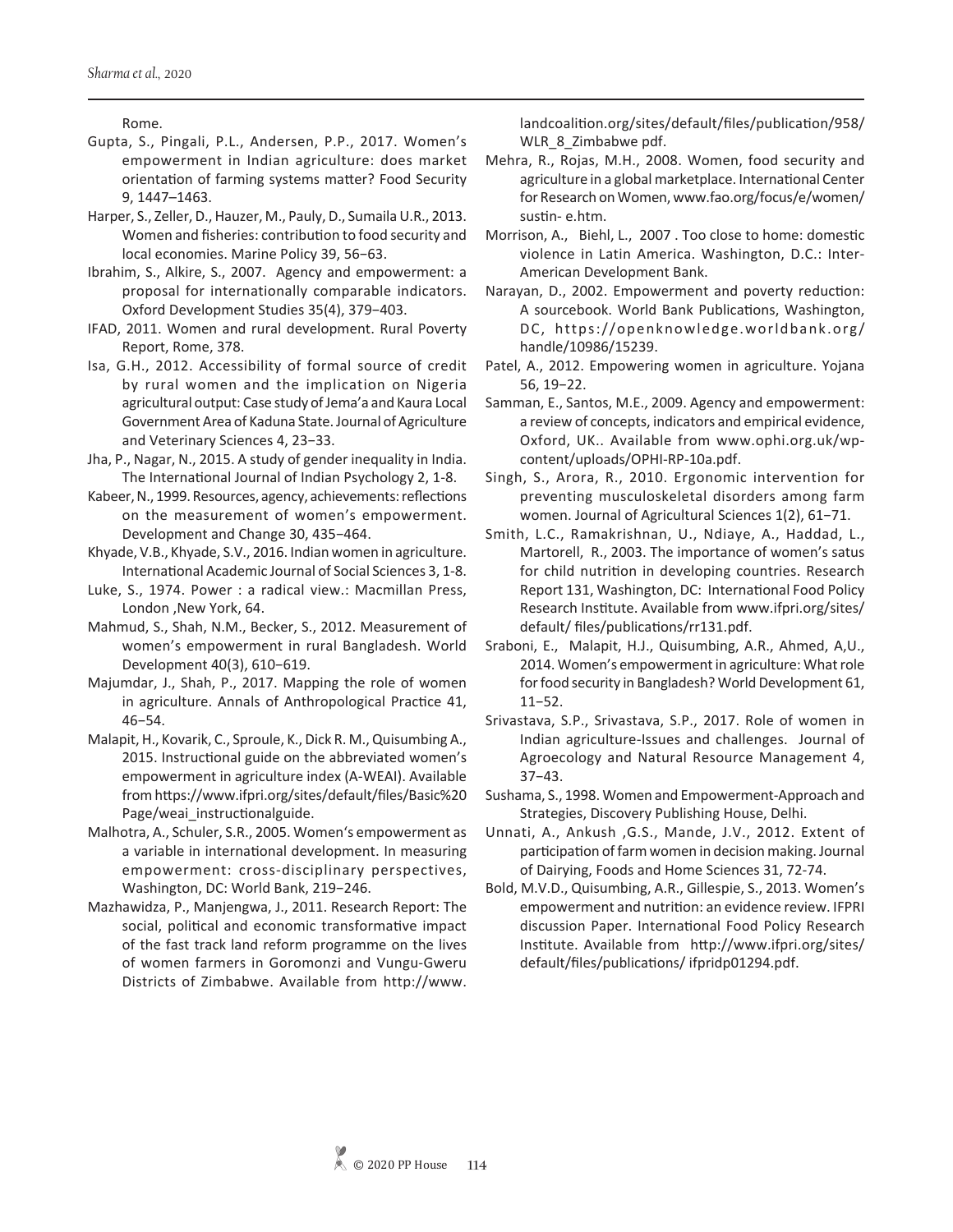Rome.

Gupta, S., Pingali, P.L., Andersen, P.P., 2017. Women's empowerment in Indian agriculture: does market orientation of farming systems matter? Food Security 9, 1447–1463.

Harper, S., Zeller, D., Hauzer, M., Pauly, D., Sumaila U.R., 2013. Women and fisheries: contribution to food security and local economies. Marine Policy 39, 56−63.

Ibrahim, S., Alkire, S., 2007. Agency and empowerment: a proposal for internationally comparable indicators. Oxford Development Studies 35(4), 379−403.

IFAD, 2011. Women and rural development. Rural Poverty Report, Rome, 378.

Isa, G.H., 2012. Accessibility of formal source of credit by rural women and the implication on Nigeria agricultural output: Case study of Jema'a and Kaura Local Government Area of Kaduna State. Journal of Agriculture and Veterinary Sciences 4, 23−33.

Jha, P., Nagar, N., 2015. A study of gender inequality in India. The International Journal of Indian Psychology 2, 1-8.

Kabeer, N., 1999. Resources, agency, achievements: reflections on the measurement of women's empowerment. Development and Change 30, 435−464.

Khyade, V.B., Khyade, S.V., 2016. Indian women in agriculture. International Academic Journal of Social Sciences 3, 1-8.

Luke, S., 1974. Power : a radical view.: Macmillan Press, London ,New York, 64.

Mahmud, S., Shah, N.M., Becker, S., 2012. Measurement of women's empowerment in rural Bangladesh. World Development 40(3), 610−619.

Majumdar, J., Shah, P., 2017. Mapping the role of women in agriculture. Annals of Anthropological Practice 41, 46−54.

Malapit, H., Kovarik, C., Sproule, K., Dick R. M., Quisumbing A., 2015. Instructional guide on the abbreviated women's empowerment in agriculture index (A-WEAI). Available from https://www.ifpri.org/sites/default/files/Basic%20 Page/weai_instructionalguide.

Malhotra, A., Schuler, S.R., 2005. Women's empowerment as a variable in international development. In measuring empowerment: cross-disciplinary perspectives, Washington, DC: World Bank, 219−246.

Mazhawidza, P., Manjengwa, J., 2011. Research Report: The social, political and economic transformative impact of the fast track land reform programme on the lives of women farmers in Goromonzi and Vungu-Gweru Districts of Zimbabwe. Available from http://www.landcoalition.org/sites/default/files/publication/958/WLR_8_Zimbabwe pdf.

Mehra, R., Rojas, M.H., 2008. Women, food security and agriculture in a global marketplace. International Center for Research on Women, www.fao.org/focus/e/women/sustin- e.htm.

Morrison, A., Biehl, L., 2007 . Too close to home: domestic violence in Latin America. Washington, D.C.: Inter-American Development Bank.

Narayan, D., 2002. Empowerment and poverty reduction: A sourcebook. World Bank Publications, Washington, DC, https://openknowledge.worldbank.org/handle/10986/15239.

Patel, A., 2012. Empowering women in agriculture. Yojana 56, 19−22.

Samman, E., Santos, M.E., 2009. Agency and empowerment: a review of concepts, indicators and empirical evidence, Oxford, UK.. Available from www.ophi.org.uk/wp-content/uploads/OPHI-RP-10a.pdf.

Singh, S., Arora, R., 2010. Ergonomic intervention for preventing musculoskeletal disorders among farm women. Journal of Agricultural Sciences 1(2), 61−71.

Smith, L.C., Ramakrishnan, U., Ndiaye, A., Haddad, L., Martorell, R., 2003. The importance of women's satus for child nutrition in developing countries. Research Report 131, Washington, DC: International Food Policy Research Institute. Available from www.ifpri.org/sites/default/ files/publications/rr131.pdf.

Sraboni, E., Malapit, H.J., Quisumbing, A.R., Ahmed, A,U., 2014. Women's empowerment in agriculture: What role for food security in Bangladesh? World Development 61, 11−52.

Srivastava, S.P., Srivastava, S.P., 2017. Role of women in Indian agriculture-Issues and challenges. Journal of Agroecology and Natural Resource Management 4, 37−43.

Sushama, S., 1998. Women and Empowerment-Approach and Strategies, Discovery Publishing House, Delhi.

Unnati, A., Ankush ,G.S., Mande, J.V., 2012. Extent of participation of farm women in decision making. Journal of Dairying, Foods and Home Sciences 31, 72-74.

Bold, M.V.D., Quisumbing, A.R., Gillespie, S., 2013. Women's empowerment and nutrition: an evidence review. IFPRI discussion Paper. International Food Policy Research Institute. Available from http://www.ifpri.org/sites/default/files/publications/ ifpridp01294.pdf.